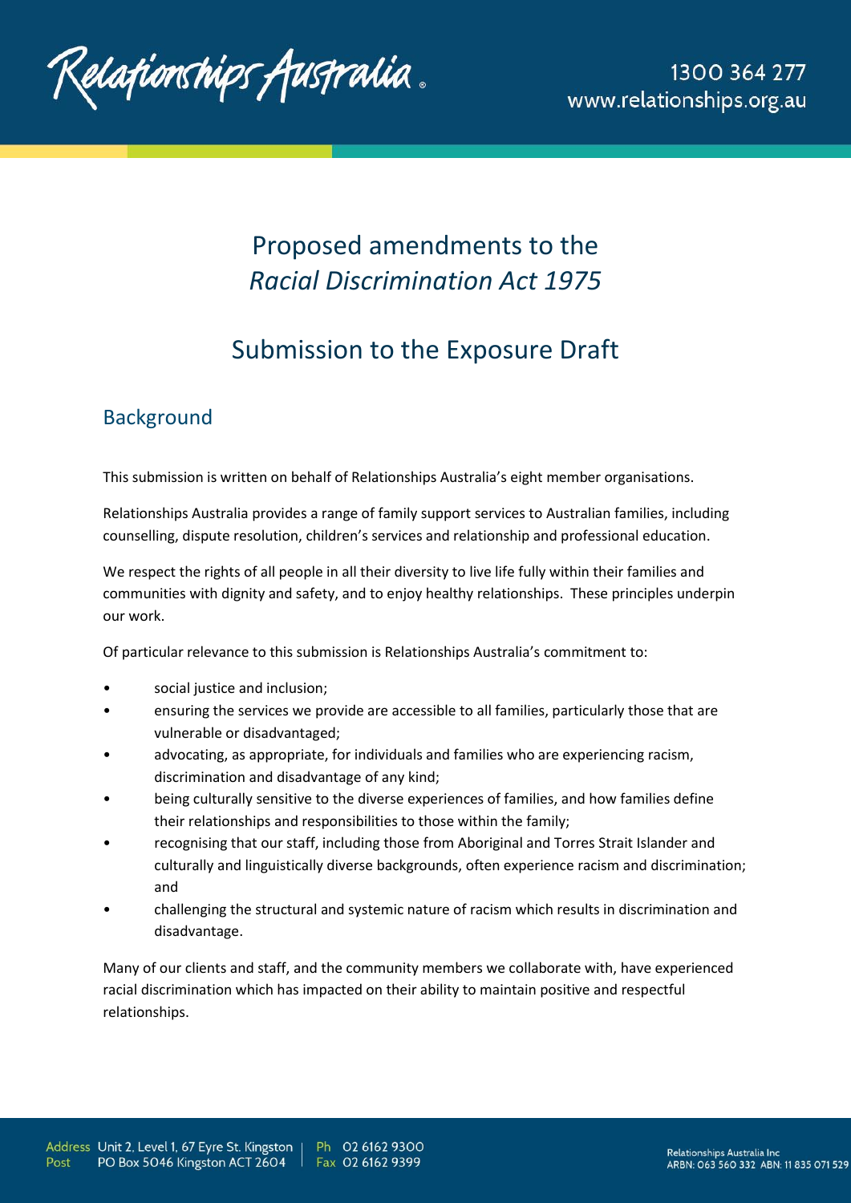# Proposed amendments to the *Racial Discrimination Act 1975*

# Submission to the Exposure Draft

## Background

This submission is written on behalf of Relationships Australia's eight member organisations.

Relationships Australia provides a range of family support services to Australian families, including counselling, dispute resolution, children's services and relationship and professional education.

We respect the rights of all people in all their diversity to live life fully within their families and communities with dignity and safety, and to enjoy healthy relationships. These principles underpin our work.

Of particular relevance to this submission is Relationships Australia's commitment to:

- social justice and inclusion;
- ensuring the services we provide are accessible to all families, particularly those that are vulnerable or disadvantaged;
- advocating, as appropriate, for individuals and families who are experiencing racism, discrimination and disadvantage of any kind;
- being culturally sensitive to the diverse experiences of families, and how families define their relationships and responsibilities to those within the family;
- recognising that our staff, including those from Aboriginal and Torres Strait Islander and culturally and linguistically diverse backgrounds, often experience racism and discrimination; and
- challenging the structural and systemic nature of racism which results in discrimination and disadvantage.

Many of our clients and staff, and the community members we collaborate with, have experienced racial discrimination which has impacted on their ability to maintain positive and respectful relationships.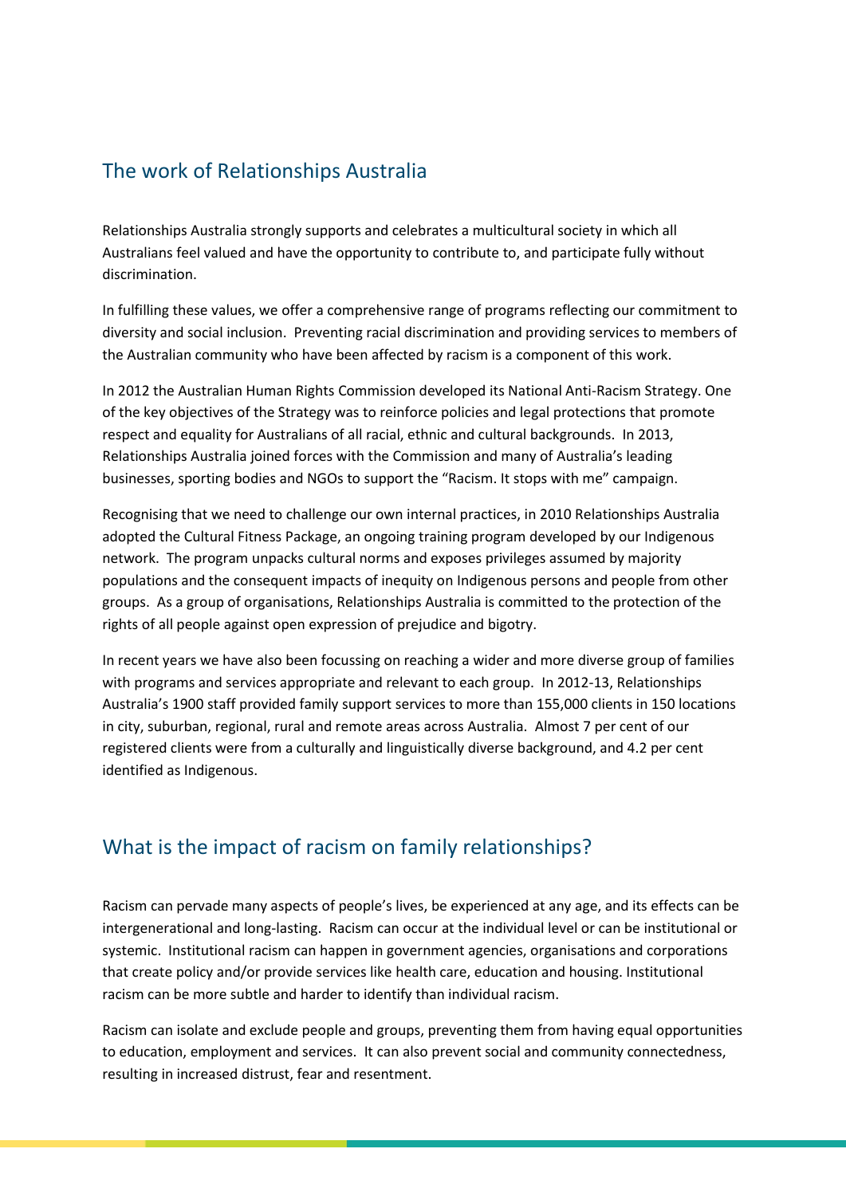## The work of Relationships Australia

Relationships Australia strongly supports and celebrates a multicultural society in which all Australians feel valued and have the opportunity to contribute to, and participate fully without discrimination.

In fulfilling these values, we offer a comprehensive range of programs reflecting our commitment to diversity and social inclusion. Preventing racial discrimination and providing services to members of the Australian community who have been affected by racism is a component of this work.

In 2012 the Australian Human Rights Commission developed its National Anti-Racism Strategy. One of the key objectives of the Strategy was to reinforce policies and legal protections that promote respect and equality for Australians of all racial, ethnic and cultural backgrounds. In 2013, Relationships Australia joined forces with the Commission and many of Australia's leading businesses, sporting bodies and NGOs to support the "Racism. It stops with me" campaign.

Recognising that we need to challenge our own internal practices, in 2010 Relationships Australia adopted the Cultural Fitness Package, an ongoing training program developed by our Indigenous network. The program unpacks cultural norms and exposes privileges assumed by majority populations and the consequent impacts of inequity on Indigenous persons and people from other groups. As a group of organisations, Relationships Australia is committed to the protection of the rights of all people against open expression of prejudice and bigotry.

In recent years we have also been focussing on reaching a wider and more diverse group of families with programs and services appropriate and relevant to each group. In 2012-13, Relationships Australia's 1900 staff provided family support services to more than 155,000 clients in 150 locations in city, suburban, regional, rural and remote areas across Australia. Almost 7 per cent of our registered clients were from a culturally and linguistically diverse background, and 4.2 per cent identified as Indigenous.

## What is the impact of racism on family relationships?

Racism can pervade many aspects of people's lives, be experienced at any age, and its effects can be intergenerational and long-lasting. Racism can occur at the individual level or can be institutional or systemic. Institutional racism can happen in government agencies, organisations and corporations that create policy and/or provide services like health care, education and housing. Institutional racism can be more subtle and harder to identify than individual racism.

Racism can isolate and exclude people and groups, preventing them from having equal opportunities to education, employment and services. It can also prevent social and community connectedness, resulting in increased distrust, fear and resentment.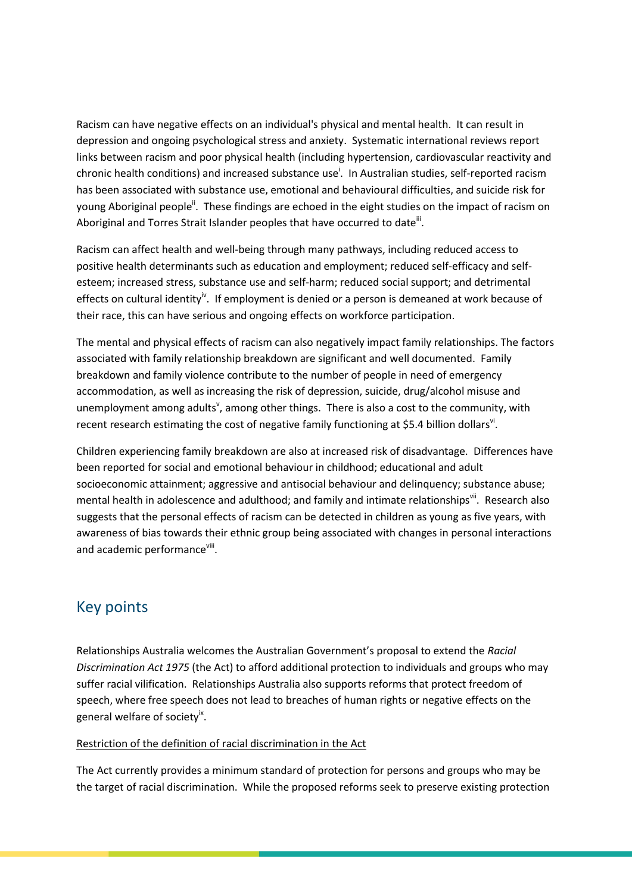Racism can have negative effects on an individual's physical and mental health. It can result in depression and ongoing psychological stress and anxiety. Systematic international reviews report links between racism and poor physical health (including hypertension, cardiovascular reactivity and chronic health conditions) and increased substance use[i]. In Australian studies, self-reported racism has been associated with substance use, emotional and behavioural difficulties, and suicide risk for young Aboriginal people[ii]. These findings are echoed in the eight studies on the impact of racism on Aboriginal and Torres Strait Islander peoples that have occurred to date[iii].

Racism can affect health and well-being through many pathways, including reduced access to positive health determinants such as education and employment; reduced self-efficacy and self-esteem; increased stress, substance use and self-harm; reduced social support; and detrimental effects on cultural identity[iv]. If employment is denied or a person is demeaned at work because of their race, this can have serious and ongoing effects on workforce participation.

The mental and physical effects of racism can also negatively impact family relationships. The factors associated with family relationship breakdown are significant and well documented. Family breakdown and family violence contribute to the number of people in need of emergency accommodation, as well as increasing the risk of depression, suicide, drug/alcohol misuse and unemployment among adults[v], among other things. There is also a cost to the community, with recent research estimating the cost of negative family functioning at $5.4 billion dollars[vi].

Children experiencing family breakdown are also at increased risk of disadvantage. Differences have been reported for social and emotional behaviour in childhood; educational and adult socioeconomic attainment; aggressive and antisocial behaviour and delinquency; substance abuse; mental health in adolescence and adulthood; and family and intimate relationships[vii]. Research also suggests that the personal effects of racism can be detected in children as young as five years, with awareness of bias towards their ethnic group being associated with changes in personal interactions and academic performance[viii].

## Key points

Relationships Australia welcomes the Australian Government's proposal to extend the *Racial Discrimination Act 1975* (the Act) to afford additional protection to individuals and groups who may suffer racial vilification. Relationships Australia also supports reforms that protect freedom of speech, where free speech does not lead to breaches of human rights or negative effects on the general welfare of society[ix].

Restriction of the definition of racial discrimination in the Act

The Act currently provides a minimum standard of protection for persons and groups who may be the target of racial discrimination. While the proposed reforms seek to preserve existing protection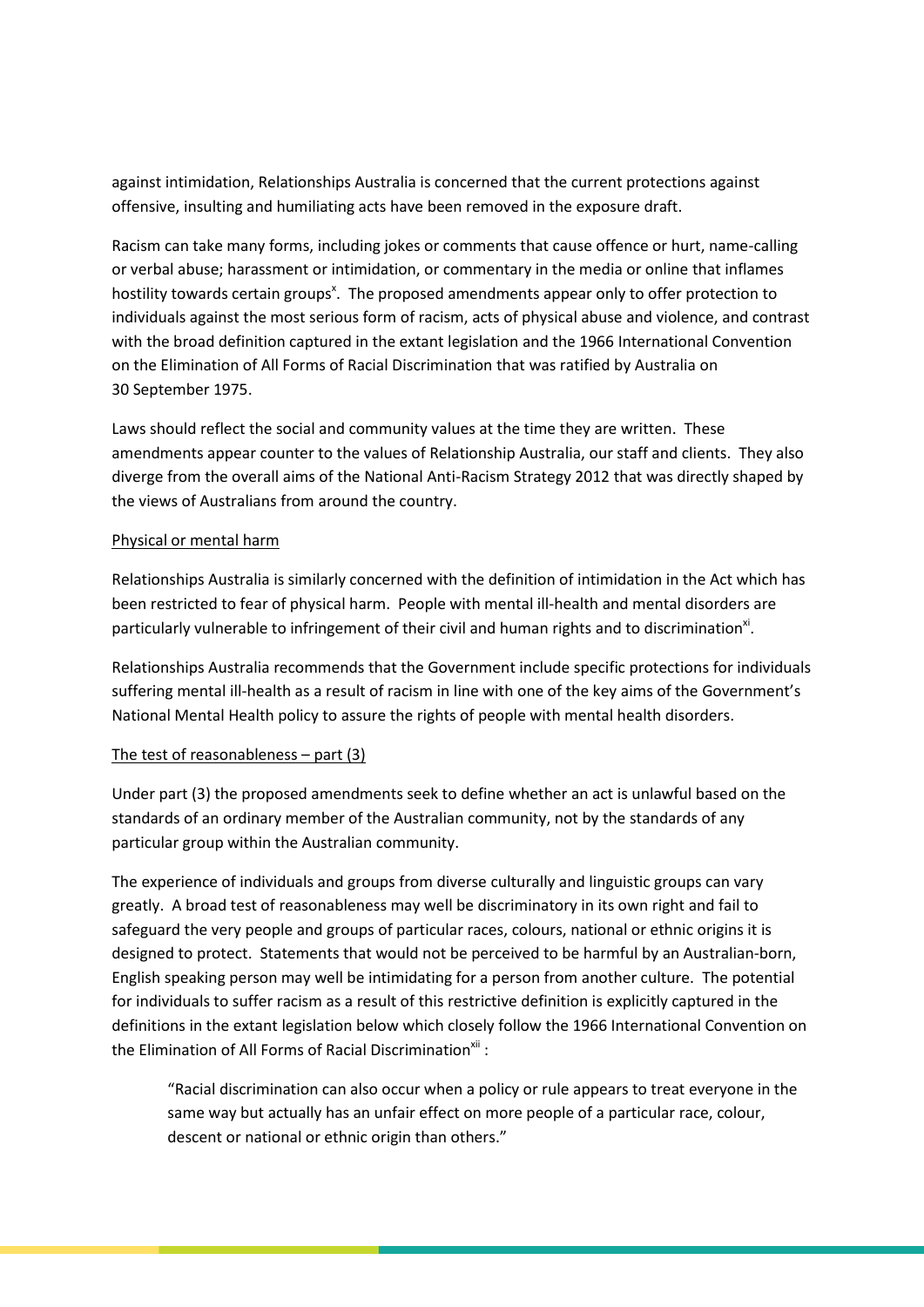against intimidation, Relationships Australia is concerned that the current protections against offensive, insulting and humiliating acts have been removed in the exposure draft.

Racism can take many forms, including jokes or comments that cause offence or hurt, name-calling or verbal abuse; harassment or intimidation, or commentary in the media or online that inflames hostility towards certain groups[x]. The proposed amendments appear only to offer protection to individuals against the most serious form of racism, acts of physical abuse and violence, and contrast with the broad definition captured in the extant legislation and the 1966 International Convention on the Elimination of All Forms of Racial Discrimination that was ratified by Australia on 30 September 1975.

Laws should reflect the social and community values at the time they are written. These amendments appear counter to the values of Relationship Australia, our staff and clients. They also diverge from the overall aims of the National Anti-Racism Strategy 2012 that was directly shaped by the views of Australians from around the country.

<u>Physical or mental harm</u>

Relationships Australia is similarly concerned with the definition of intimidation in the Act which has been restricted to fear of physical harm. People with mental ill-health and mental disorders are particularly vulnerable to infringement of their civil and human rights and to discrimination[xi].

Relationships Australia recommends that the Government include specific protections for individuals suffering mental ill-health as a result of racism in line with one of the key aims of the Government's National Mental Health policy to assure the rights of people with mental health disorders.

<u>The test of reasonableness – part (3)</u>

Under part (3) the proposed amendments seek to define whether an act is unlawful based on the standards of an ordinary member of the Australian community, not by the standards of any particular group within the Australian community.

The experience of individuals and groups from diverse culturally and linguistic groups can vary greatly. A broad test of reasonableness may well be discriminatory in its own right and fail to safeguard the very people and groups of particular races, colours, national or ethnic origins it is designed to protect. Statements that would not be perceived to be harmful by an Australian-born, English speaking person may well be intimidating for a person from another culture. The potential for individuals to suffer racism as a result of this restrictive definition is explicitly captured in the definitions in the extant legislation below which closely follow the 1966 International Convention on the Elimination of All Forms of Racial Discrimination[xii] :

> "Racial discrimination can also occur when a policy or rule appears to treat everyone in the same way but actually has an unfair effect on more people of a particular race, colour, descent or national or ethnic origin than others."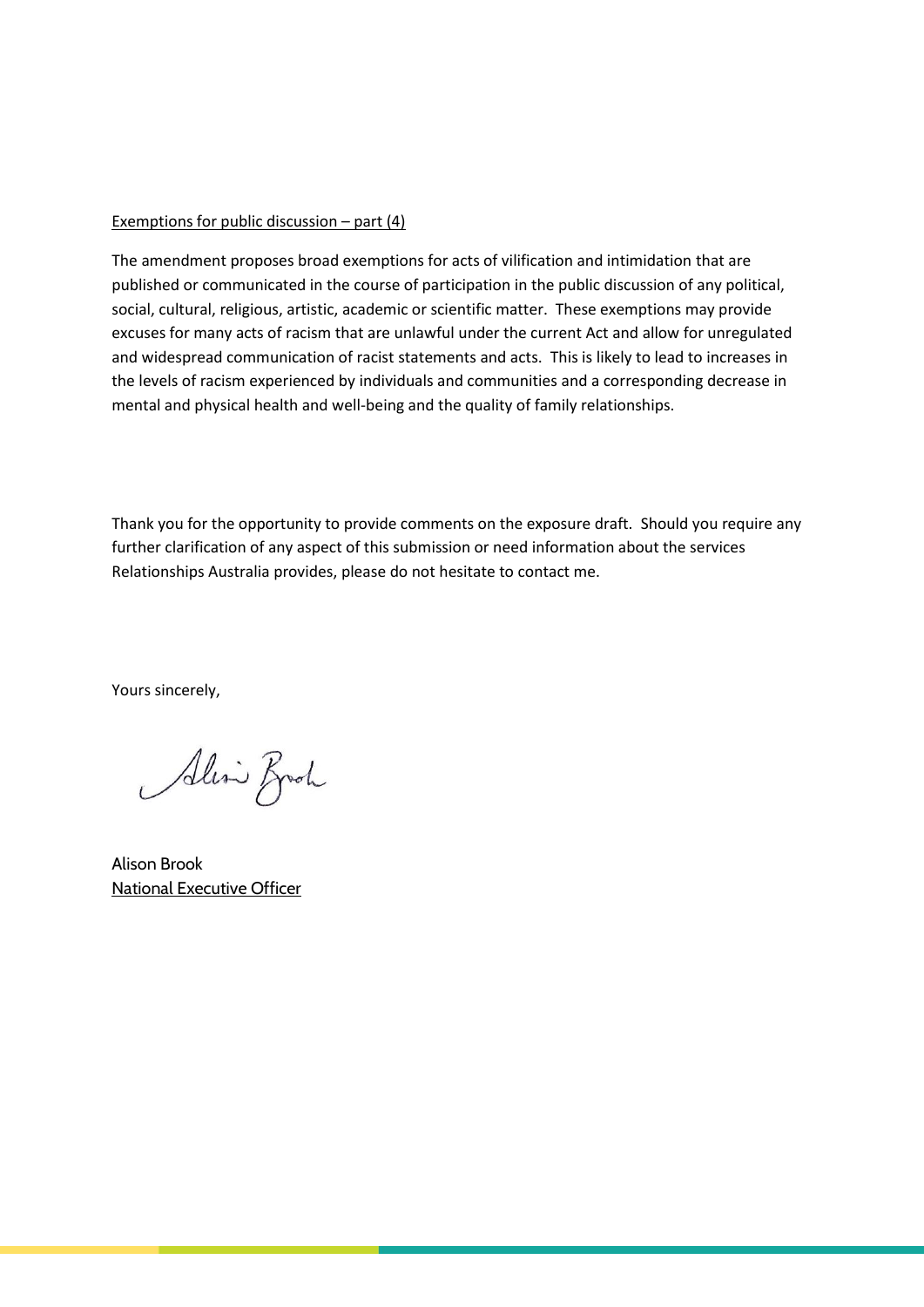<u>Exemptions for public discussion – part (4)</u>

The amendment proposes broad exemptions for acts of vilification and intimidation that are published or communicated in the course of participation in the public discussion of any political, social, cultural, religious, artistic, academic or scientific matter. These exemptions may provide excuses for many acts of racism that are unlawful under the current Act and allow for unregulated and widespread communication of racist statements and acts. This is likely to lead to increases in the levels of racism experienced by individuals and communities and a corresponding decrease in mental and physical health and well-being and the quality of family relationships.

Thank you for the opportunity to provide comments on the exposure draft. Should you require any further clarification of any aspect of this submission or need information about the services Relationships Australia provides, please do not hesitate to contact me.

Yours sincerely,

Alison Brook

<u>National Executive Officer</u>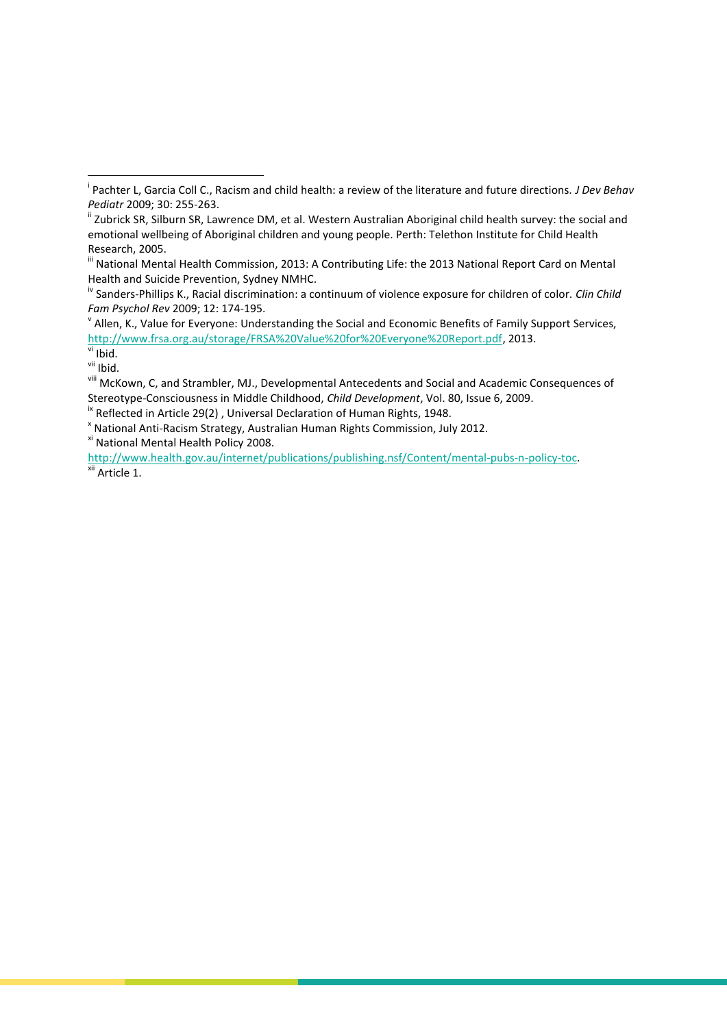[i] Pachter L, Garcia Coll C., Racism and child health: a review of the literature and future directions. *J Dev Behav Pediatr* 2009; 30: 255-263.

[ii] Zubrick SR, Silburn SR, Lawrence DM, et al. Western Australian Aboriginal child health survey: the social and emotional wellbeing of Aboriginal children and young people. Perth: Telethon Institute for Child Health Research, 2005.

[iii] National Mental Health Commission, 2013: A Contributing Life: the 2013 National Report Card on Mental Health and Suicide Prevention, Sydney NMHC.

[iv] Sanders-Phillips K., Racial discrimination: a continuum of violence exposure for children of color. *Clin Child Fam Psychol Rev* 2009; 12: 174-195.

[v] Allen, K., Value for Everyone: Understanding the Social and Economic Benefits of Family Support Services, http://www.frsa.org.au/storage/FRSA%20Value%20for%20Everyone%20Report.pdf, 2013.

[vi] Ibid.

[vii] Ibid.

[viii] McKown, C, and Strambler, MJ., Developmental Antecedents and Social and Academic Consequences of Stereotype-Consciousness in Middle Childhood, *Child Development*, Vol. 80, Issue 6, 2009.

[ix] Reflected in Article 29(2) , Universal Declaration of Human Rights, 1948.

[x] National Anti-Racism Strategy, Australian Human Rights Commission, July 2012.

[xi] National Mental Health Policy 2008.
http://www.health.gov.au/internet/publications/publishing.nsf/Content/mental-pubs-n-policy-toc.

[xii] Article 1.